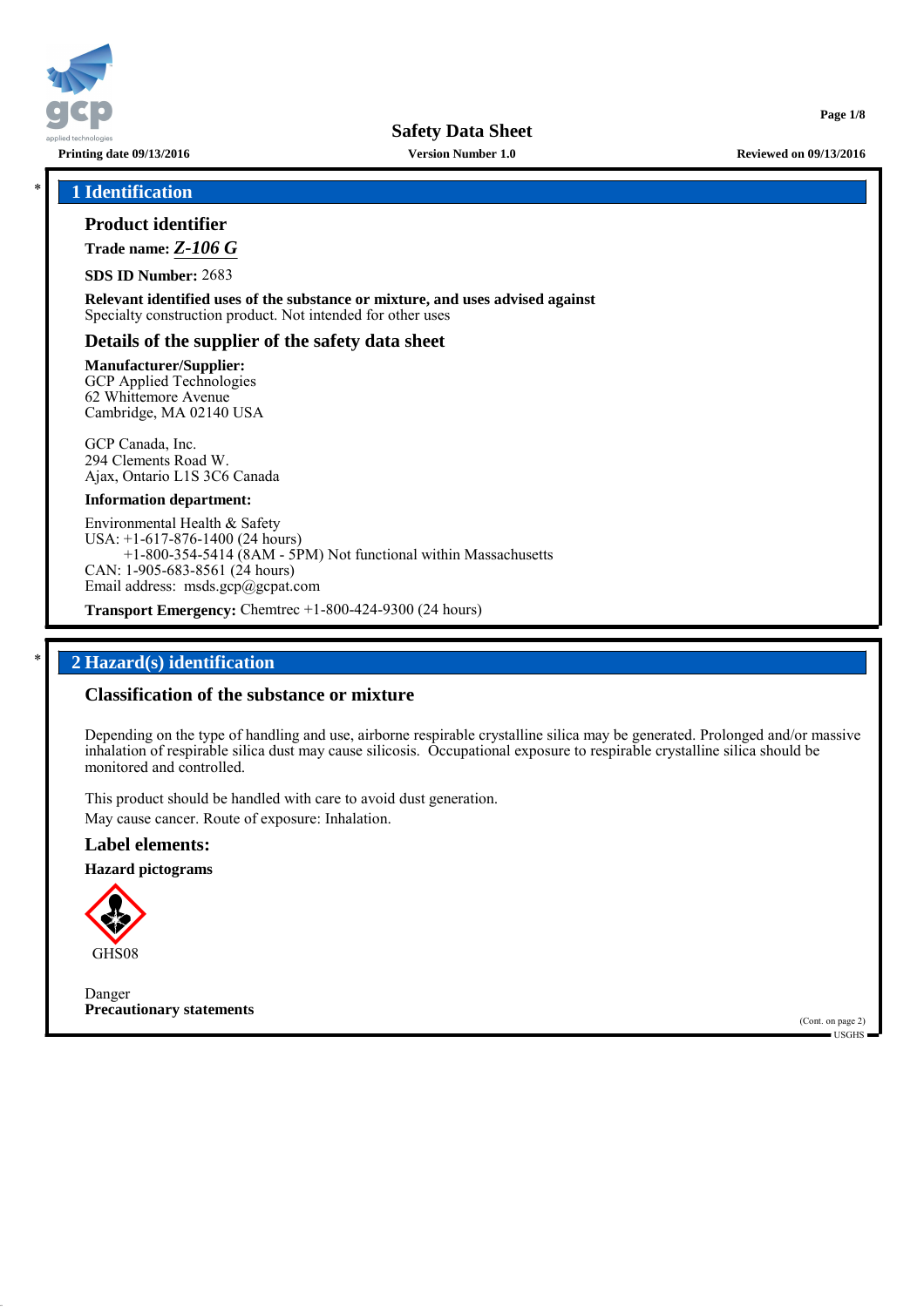# Safety Data Sheet

**Printing date 09/13/2016** **Version Number 1.0** **Reviewed on 09/13/2016**

## * 1 Identification

### Product identifier

**Trade name:** ***Z-106 G***

**SDS ID Number:** 2683

**Relevant identified uses of the substance or mixture, and uses advised against**
Specialty construction product. Not intended for other uses

### Details of the supplier of the safety data sheet

**Manufacturer/Supplier:**
GCP Applied Technologies
62 Whittemore Avenue
Cambridge, MA 02140 USA

GCP Canada, Inc.
294 Clements Road W.
Ajax, Ontario L1S 3C6 Canada

**Information department:**

Environmental Health & Safety
USA: +1-617-876-1400 (24 hours)
+1-800-354-5414 (8AM - 5PM) Not functional within Massachusetts
CAN: 1-905-683-8561 (24 hours)
Email address: msds.gcp@gcpat.com

**Transport Emergency:** Chemtrec +1-800-424-9300 (24 hours)

## * 2 Hazard(s) identification

### Classification of the substance or mixture

Depending on the type of handling and use, airborne respirable crystalline silica may be generated. Prolonged and/or massive inhalation of respirable silica dust may cause silicosis. Occupational exposure to respirable crystalline silica should be monitored and controlled.

This product should be handled with care to avoid dust generation.
May cause cancer. Route of exposure: Inhalation.

### Label elements:

**Hazard pictograms**

GHS08

Danger
**Precautionary statements**

(Cont. on page 2)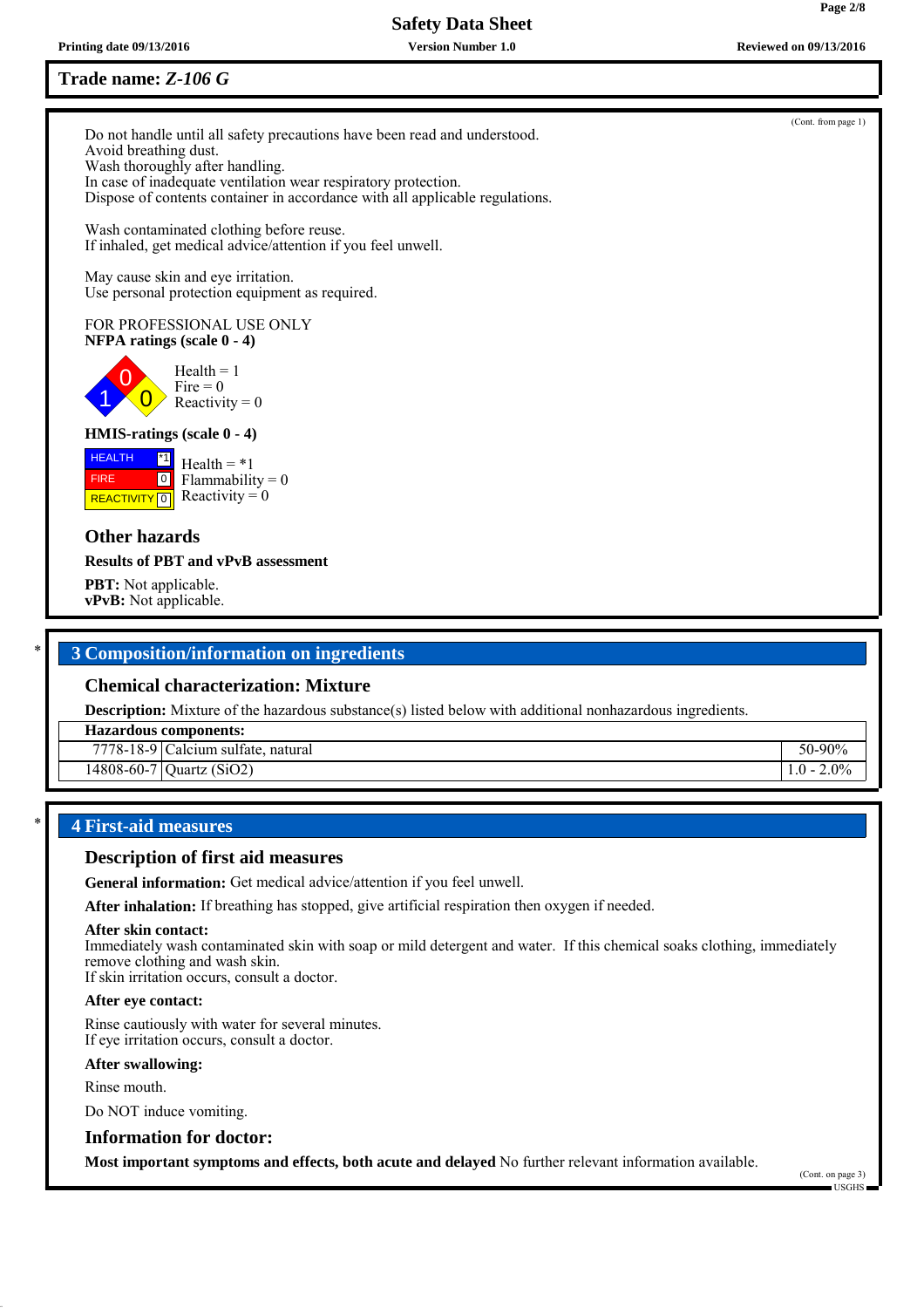**Trade name: *Z-106 G***

(Cont. from page 1)

Do not handle until all safety precautions have been read and understood.
Avoid breathing dust.
Wash thoroughly after handling.
In case of inadequate ventilation wear respiratory protection.
Dispose of contents container in accordance with all applicable regulations.

Wash contaminated clothing before reuse.
If inhaled, get medical advice/attention if you feel unwell.

May cause skin and eye irritation.
Use personal protection equipment as required.

FOR PROFESSIONAL USE ONLY

**NFPA ratings (scale 0 - 4)**

Health = 1
Fire = 0
Reactivity = 0

**HMIS-ratings (scale 0 - 4)**

| | |
|---|---|
| HEALTH | *1 |
| FIRE | 0 |
| REACTIVITY | 0 |

Health = *1
Flammability = 0
Reactivity = 0

### Other hazards

**Results of PBT and vPvB assessment**

**PBT:** Not applicable.
**vPvB:** Not applicable.

## * 3 Composition/information on ingredients

### Chemical characterization: Mixture

**Description:** Mixture of the hazardous substance(s) listed below with additional nonhazardous ingredients.

| **Hazardous components:** | | |
|---|---|---|
| 7778-18-9 | Calcium sulfate, natural | 50-90% |
| 14808-60-7 | Quartz ($SiO_2$) | 1.0 - 2.0% |

## * 4 First-aid measures

### Description of first aid measures

**General information:** Get medical advice/attention if you feel unwell.

**After inhalation:** If breathing has stopped, give artificial respiration then oxygen if needed.

**After skin contact:**
Immediately wash contaminated skin with soap or mild detergent and water. If this chemical soaks clothing, immediately remove clothing and wash skin.
If skin irritation occurs, consult a doctor.

**After eye contact:**

Rinse cautiously with water for several minutes.
If eye irritation occurs, consult a doctor.

**After swallowing:**

Rinse mouth.

Do NOT induce vomiting.

### Information for doctor:

**Most important symptoms and effects, both acute and delayed** No further relevant information available.

(Cont. on page 3)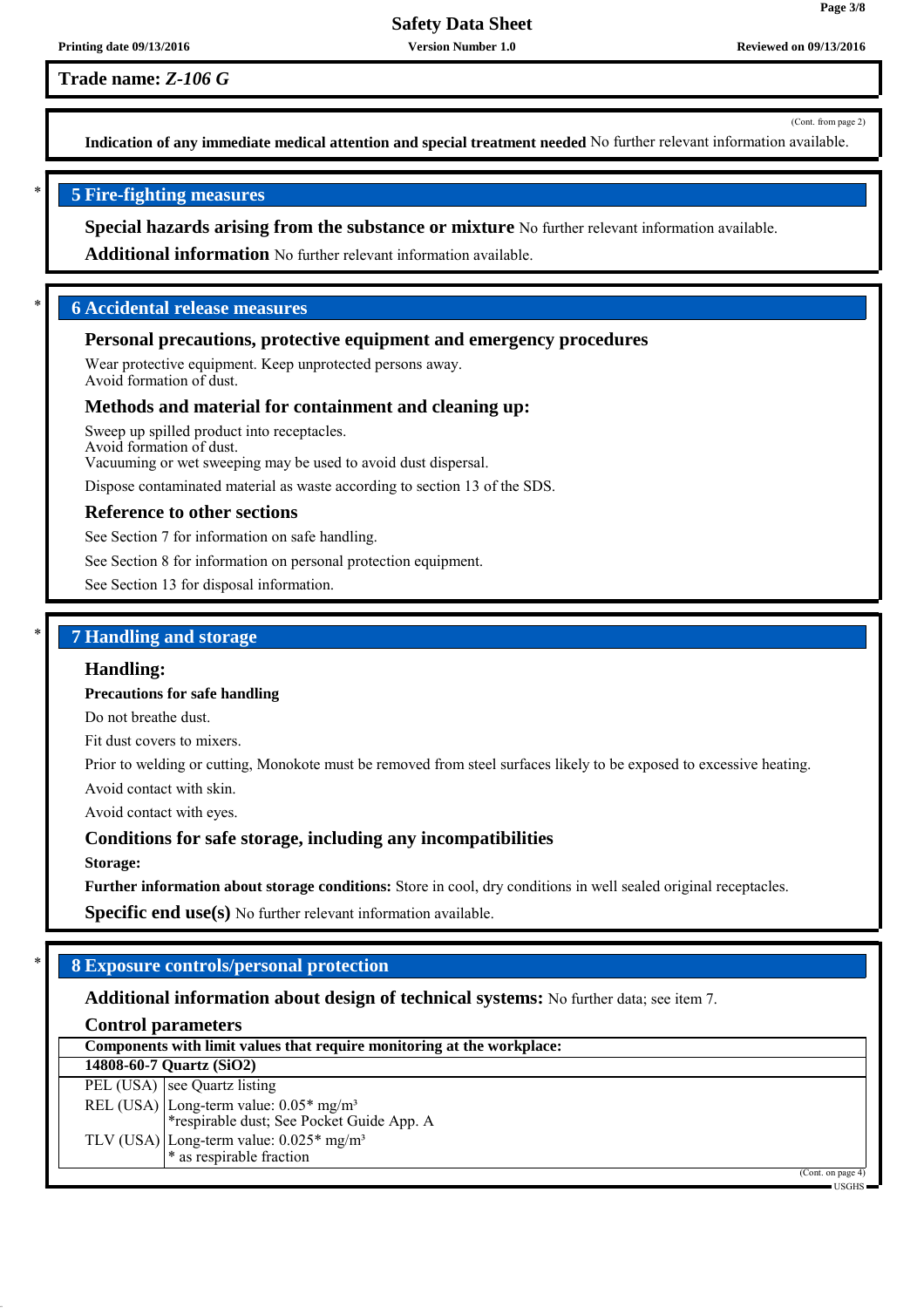**Trade name: *Z-106 G***

(Cont. from page 2)

**Indication of any immediate medical attention and special treatment needed** No further relevant information available.

## 5 Fire-fighting measures

**Special hazards arising from the substance or mixture** No further relevant information available.

**Additional information** No further relevant information available.

## 6 Accidental release measures

### Personal precautions, protective equipment and emergency procedures

Wear protective equipment. Keep unprotected persons away.
Avoid formation of dust.

### Methods and material for containment and cleaning up:

Sweep up spilled product into receptacles.
Avoid formation of dust.
Vacuuming or wet sweeping may be used to avoid dust dispersal.

Dispose contaminated material as waste according to section 13 of the SDS.

### Reference to other sections

See Section 7 for information on safe handling.

See Section 8 for information on personal protection equipment.

See Section 13 for disposal information.

## 7 Handling and storage

### Handling:

**Precautions for safe handling**

Do not breathe dust.

Fit dust covers to mixers.

Prior to welding or cutting, Monokote must be removed from steel surfaces likely to be exposed to excessive heating.

Avoid contact with skin.

Avoid contact with eyes.

### Conditions for safe storage, including any incompatibilities

**Storage:**

**Further information about storage conditions:** Store in cool, dry conditions in well sealed original receptacles.

**Specific end use(s)** No further relevant information available.

## 8 Exposure controls/personal protection

**Additional information about design of technical systems:** No further data; see item 7.

### Control parameters

| Components with limit values that require monitoring at the workplace: | |
|---|---|
| **14808-60-7 Quartz ($SiO_2$)** | |
| PEL (USA) | see Quartz listing |
| REL (USA) | Long-term value: 0.05* mg/m³<br>*respirable dust; See Pocket Guide App. A |
| TLV (USA) | Long-term value: 0.025* mg/m³<br>* as respirable fraction |

(Cont. on page 4)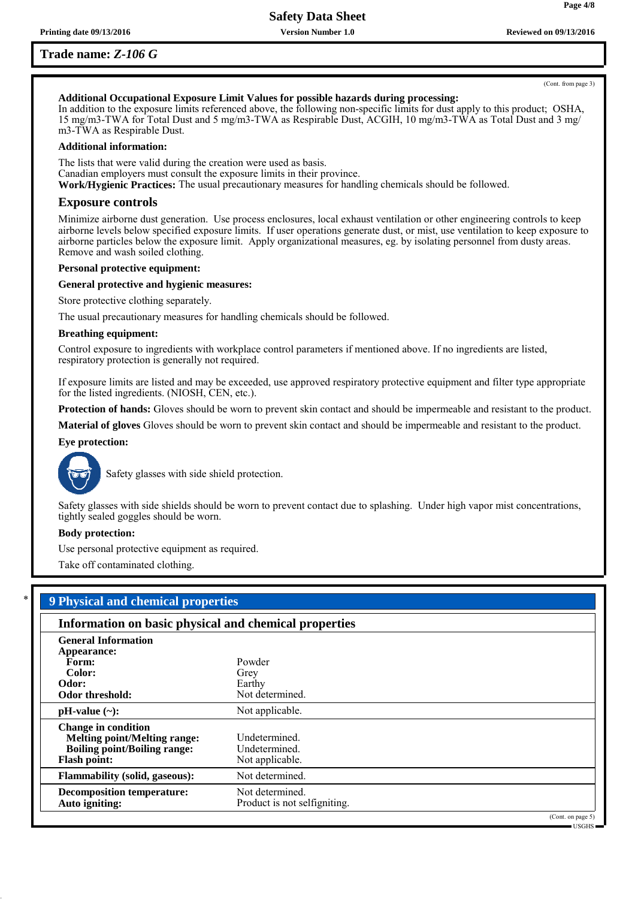**Trade name: *Z-106 G***

(Cont. from page 3)

**Additional Occupational Exposure Limit Values for possible hazards during processing:**
In addition to the exposure limits referenced above, the following non-specific limits for dust apply to this product; OSHA, 15 mg/m3-TWA for Total Dust and 5 mg/m3-TWA as Respirable Dust, ACGIH, 10 mg/m3-TWA as Total Dust and 3 mg/m3-TWA as Respirable Dust.

**Additional information:**

The lists that were valid during the creation were used as basis.
Canadian employers must consult the exposure limits in their province.
**Work/Hygienic Practices:** The usual precautionary measures for handling chemicals should be followed.

### Exposure controls

Minimize airborne dust generation. Use process enclosures, local exhaust ventilation or other engineering controls to keep airborne levels below specified exposure limits. If user operations generate dust, or mist, use ventilation to keep exposure to airborne particles below the exposure limit. Apply organizational measures, eg. by isolating personnel from dusty areas. Remove and wash soiled clothing.

**Personal protective equipment:**

**General protective and hygienic measures:**

Store protective clothing separately.

The usual precautionary measures for handling chemicals should be followed.

**Breathing equipment:**

Control exposure to ingredients with workplace control parameters if mentioned above. If no ingredients are listed, respiratory protection is generally not required.

If exposure limits are listed and may be exceeded, use approved respiratory protective equipment and filter type appropriate for the listed ingredients. (NIOSH, CEN, etc.).

**Protection of hands:** Gloves should be worn to prevent skin contact and should be impermeable and resistant to the product.

**Material of gloves** Gloves should be worn to prevent skin contact and should be impermeable and resistant to the product.

**Eye protection:**

Safety glasses with side shield protection.

Safety glasses with side shields should be worn to prevent contact due to splashing. Under high vapor mist concentrations, tightly sealed goggles should be worn.

**Body protection:**

Use personal protective equipment as required.

Take off contaminated clothing.

## 9 Physical and chemical properties

### Information on basic physical and chemical properties

| | |
|---|---|
| **General Information** | |
| **Appearance:** | |
| **Form:** | Powder |
| **Color:** | Grey |
| **Odor:** | Earthy |
| **Odor threshold:** | Not determined. |
| **pH-value (~):** | Not applicable. |
| **Change in condition** | |
| **Melting point/Melting range:** | Undetermined. |
| **Boiling point/Boiling range:** | Undetermined. |
| **Flash point:** | Not applicable. |
| **Flammability (solid, gaseous):** | Not determined. |
| **Decomposition temperature:** | Not determined. |
| **Auto igniting:** | Product is not selfigniting. |

(Cont. on page 5)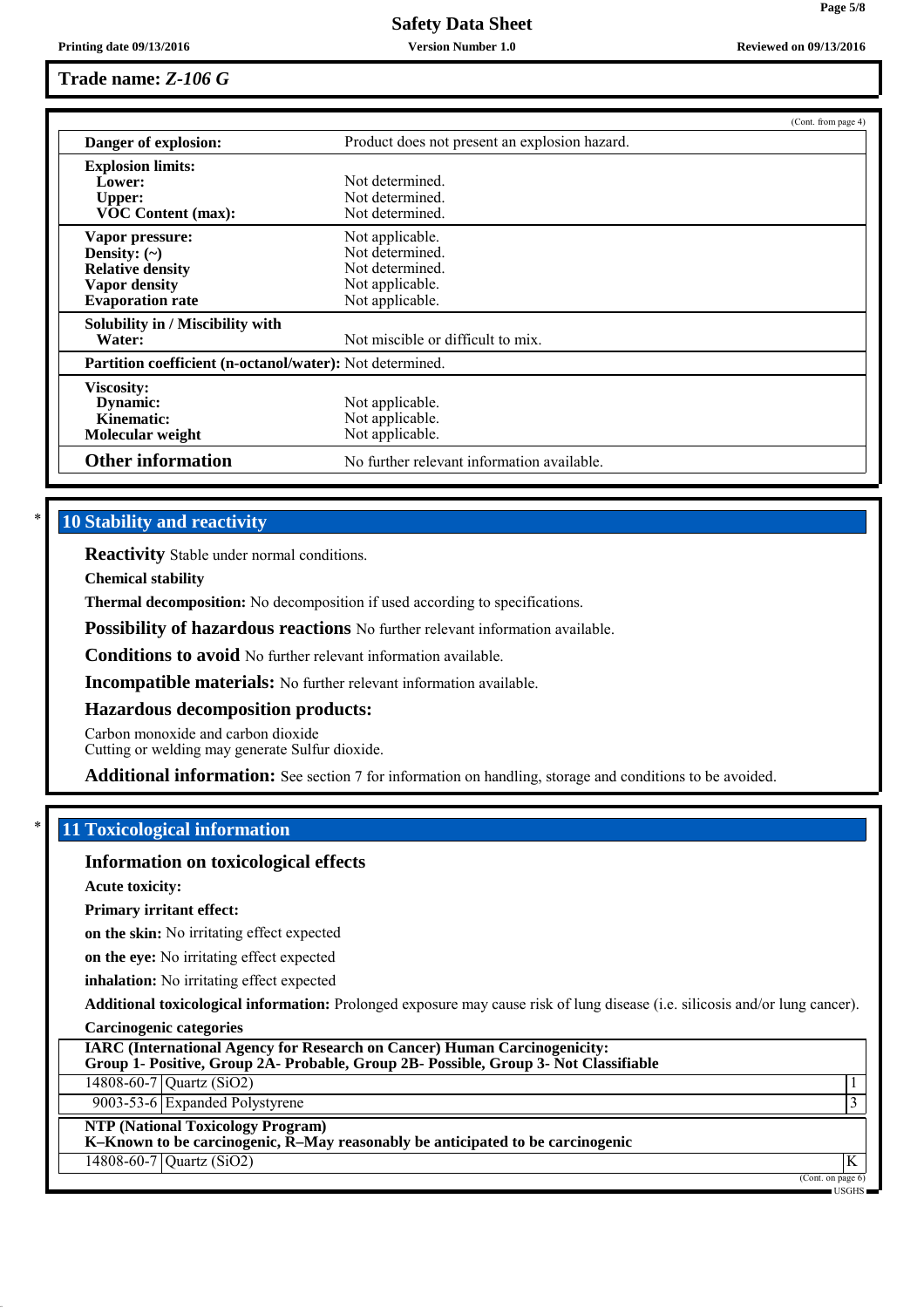**Trade name: *Z-106 G***

(Cont. from page 4)

| | |
|---|---|
| **Danger of explosion:** | Product does not present an explosion hazard. |
| **Explosion limits:** | |
| **Lower:** | Not determined. |
| **Upper:** | Not determined. |
| **VOC Content (max):** | Not determined. |
| **Vapor pressure:** | Not applicable. |
| **Density: (~)** | Not determined. |
| **Relative density** | Not determined. |
| **Vapor density** | Not applicable. |
| **Evaporation rate** | Not applicable. |
| **Solubility in / Miscibility with Water:** | Not miscible or difficult to mix. |
| **Partition coefficient (n-octanol/water):** | Not determined. |
| **Viscosity:** | |
| **Dynamic:** | Not applicable. |
| **Kinematic:** | Not applicable. |
| **Molecular weight** | Not applicable. |
| **Other information** | No further relevant information available. |

## 10 Stability and reactivity

**Reactivity** Stable under normal conditions.

**Chemical stability**

**Thermal decomposition:** No decomposition if used according to specifications.

**Possibility of hazardous reactions** No further relevant information available.

**Conditions to avoid** No further relevant information available.

**Incompatible materials:** No further relevant information available.

**Hazardous decomposition products:**

Carbon monoxide and carbon dioxide
Cutting or welding may generate Sulfur dioxide.

**Additional information:** See section 7 for information on handling, storage and conditions to be avoided.

## 11 Toxicological information

**Information on toxicological effects**

**Acute toxicity:**

**Primary irritant effect:**

**on the skin:** No irritating effect expected

**on the eye:** No irritating effect expected

**inhalation:** No irritating effect expected

**Additional toxicological information:** Prolonged exposure may cause risk of lung disease (i.e. silicosis and/or lung cancer).

**Carcinogenic categories**

**IARC (International Agency for Research on Cancer) Human Carcinogenicity: Group 1- Positive, Group 2A- Probable, Group 2B- Possible, Group 3- Not Classifiable**

| | | |
|---|---|---|
| 14808-60-7 | Quartz ($SiO_2$) | 1 |
| 9003-53-6 | Expanded Polystyrene | 3 |

**NTP (National Toxicology Program) K–Known to be carcinogenic, R–May reasonably be anticipated to be carcinogenic**

| | | |
|---|---|---|
| 14808-60-7 | Quartz ($SiO_2$) | K |

(Cont. on page 6)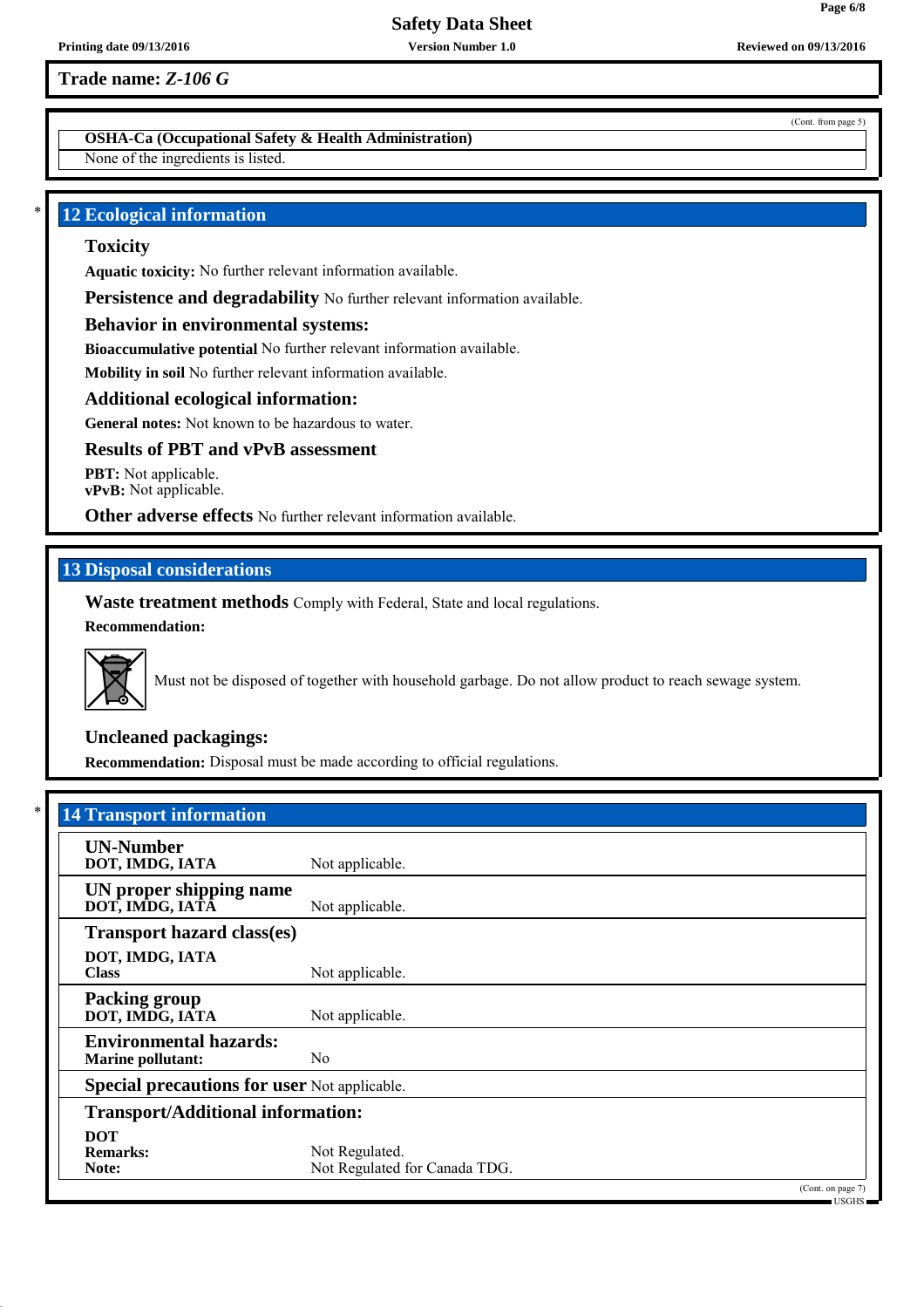**Trade name: *Z-106 G***

(Cont. from page 5)

**OSHA-Ca (Occupational Safety & Health Administration)**

None of the ingredients is listed.

## * 12 Ecological information

### Toxicity

**Aquatic toxicity:** No further relevant information available.

**Persistence and degradability** No further relevant information available.

### Behavior in environmental systems:

**Bioaccumulative potential** No further relevant information available.

**Mobility in soil** No further relevant information available.

### Additional ecological information:

**General notes:** Not known to be hazardous to water.

### Results of PBT and vPvB assessment

**PBT:** Not applicable.
**vPvB:** Not applicable.

**Other adverse effects** No further relevant information available.

## 13 Disposal considerations

**Waste treatment methods** Comply with Federal, State and local regulations.

**Recommendation:**

Must not be disposed of together with household garbage. Do not allow product to reach sewage system.

### Uncleaned packagings:

**Recommendation:** Disposal must be made according to official regulations.

## * 14 Transport information

| | |
|---|---|
| **UN-Number** | |
| **DOT, IMDG, IATA** | Not applicable. |
| **UN proper shipping name** | |
| **DOT, IMDG, IATA** | Not applicable. |
| **Transport hazard class(es)** | |
| **DOT, IMDG, IATA** | |
| **Class** | Not applicable. |
| **Packing group** | |
| **DOT, IMDG, IATA** | Not applicable. |
| **Environmental hazards:** | |
| **Marine pollutant:** | No |
| **Special precautions for user** | Not applicable. |
| **Transport/Additional information:** | |
| **DOT** | |
| **Remarks:** | Not Regulated. |
| **Note:** | Not Regulated for Canada TDG. |

(Cont. on page 7)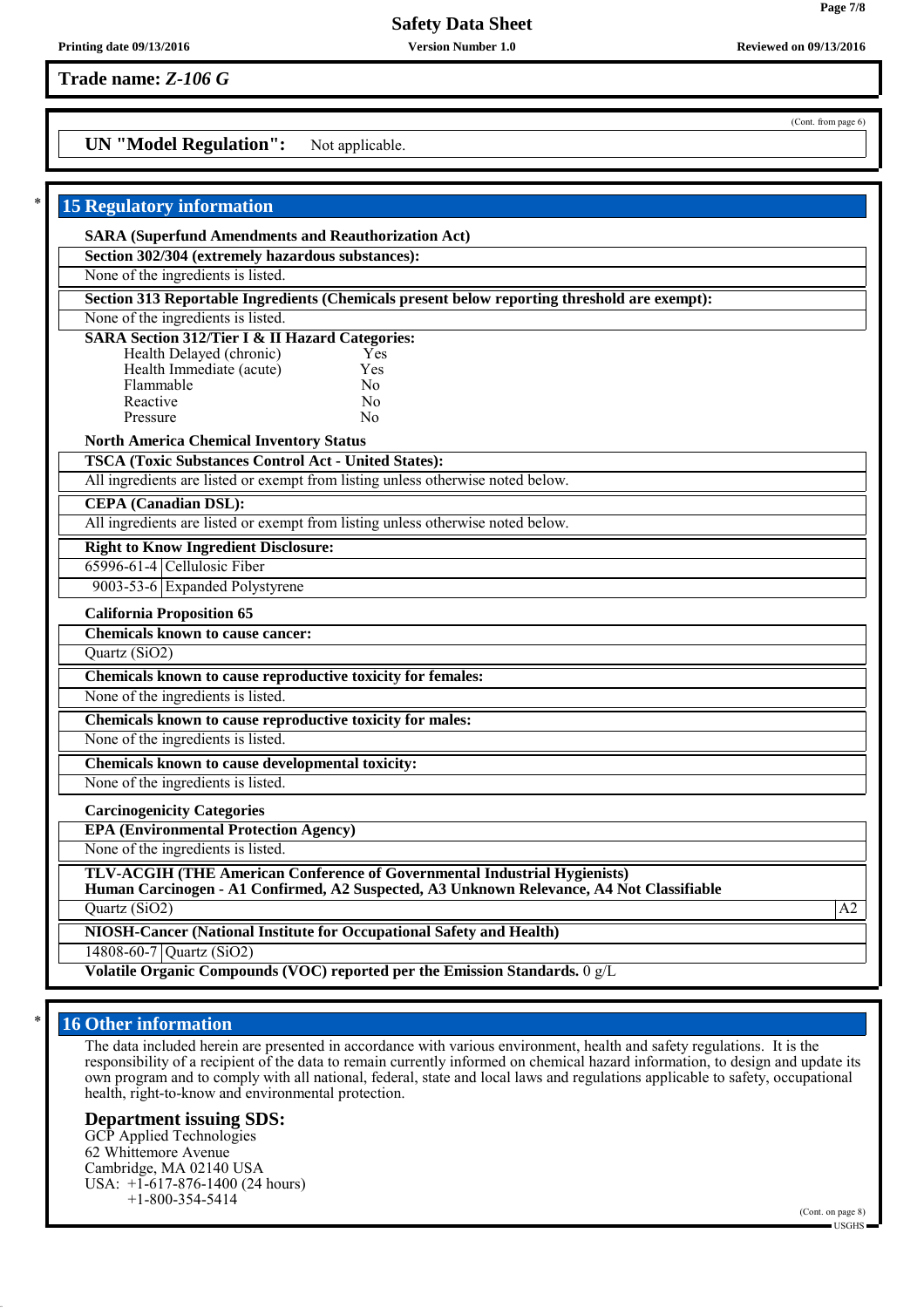**Trade name: *Z-106 G***

(Cont. from page 6)

**UN "Model Regulation":** Not applicable.

## * 15 Regulatory information

**SARA (Superfund Amendments and Reauthorization Act)**

**Section 302/304 (extremely hazardous substances):**

None of the ingredients is listed.

**Section 313 Reportable Ingredients (Chemicals present below reporting threshold are exempt):**

None of the ingredients is listed.

**SARA Section 312/Tier I & II Hazard Categories:**

| | |
|---|---|
| Health Delayed (chronic) | Yes |
| Health Immediate (acute) | Yes |
| Flammable | No |
| Reactive | No |
| Pressure | No |

**North America Chemical Inventory Status**

**TSCA (Toxic Substances Control Act - United States):**

All ingredients are listed or exempt from listing unless otherwise noted below.

**CEPA (Canadian DSL):**

All ingredients are listed or exempt from listing unless otherwise noted below.

**Right to Know Ingredient Disclosure:**

| | |
|---|---|
| 65996-61-4 | Cellulosic Fiber |
| 9003-53-6 | Expanded Polystyrene |

**California Proposition 65**

**Chemicals known to cause cancer:**

Quartz ($SiO_2$)

**Chemicals known to cause reproductive toxicity for females:**

None of the ingredients is listed.

**Chemicals known to cause reproductive toxicity for males:**

None of the ingredients is listed.

**Chemicals known to cause developmental toxicity:**

None of the ingredients is listed.

**Carcinogenicity Categories**

**EPA (Environmental Protection Agency)**

None of the ingredients is listed.

**TLV-ACGIH (THE American Conference of Governmental Industrial Hygienists)**
**Human Carcinogen - A1 Confirmed, A2 Suspected, A3 Unknown Relevance, A4 Not Classifiable**

| | |
|---|---|
| Quartz ($SiO_2$) | A2 |

**NIOSH-Cancer (National Institute for Occupational Safety and Health)**

| | |
|---|---|
| 14808-60-7 | Quartz ($SiO_2$) |

**Volatile Organic Compounds (VOC) reported per the Emission Standards.** 0 g/L

## * 16 Other information

The data included herein are presented in accordance with various environment, health and safety regulations. It is the responsibility of a recipient of the data to remain currently informed on chemical hazard information, to design and update its own program and to comply with all national, federal, state and local laws and regulations applicable to safety, occupational health, right-to-know and environmental protection.

### Department issuing SDS:

GCP Applied Technologies
62 Whittemore Avenue
Cambridge, MA 02140 USA
USA: +1-617-876-1400 (24 hours)
+1-800-354-5414

(Cont. on page 8)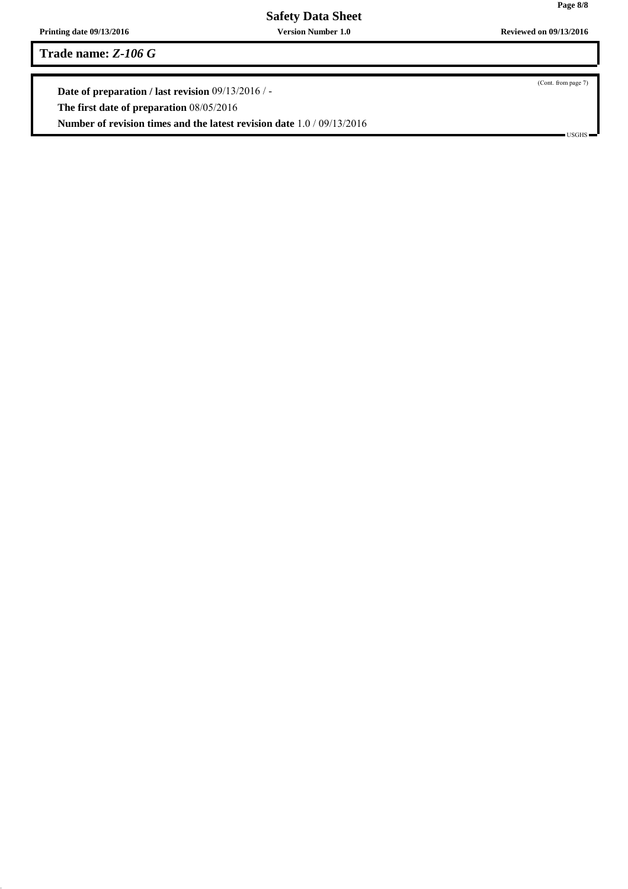**Date of preparation / last revision** 09/13/2016 / -

**The first date of preparation** 08/05/2016

**Number of revision times and the latest revision date** 1.0 / 09/13/2016